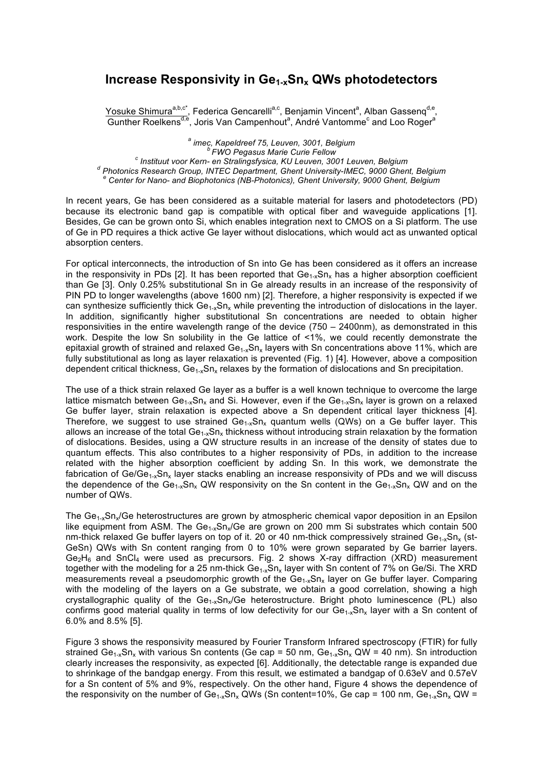# Increase Responsivity in $Ge_{1-x}Sn_x$ QWs photodetectors

Yosuke Shimura[a,b,c*], Federica Gencarelli[a,c], Benjamin Vincent[a], Alban Gassenq[d,e], Gunther Roelkens[d,e], Joris Van Campenhout[a], André Vantomme[c] and Loo Roger[a]

[a] *imec, Kapeldreef 75, Leuven, 3001, Belgium*
[b] *FWO Pegasus Marie Curie Fellow*
[c] *Instituut voor Kern- en Stralingsfysica, KU Leuven, 3001 Leuven, Belgium*
[d] *Photonics Research Group, INTEC Department, Ghent University-IMEC, 9000 Ghent, Belgium*
[e] *Center for Nano- and Biophotonics (NB-Photonics), Ghent University, 9000 Ghent, Belgium*

In recent years, Ge has been considered as a suitable material for lasers and photodetectors (PD) because its electronic band gap is compatible with optical fiber and waveguide applications [1]. Besides, Ge can be grown onto Si, which enables integration next to CMOS on a Si platform. The use of Ge in PD requires a thick active Ge layer without dislocations, which would act as unwanted optical absorption centers.

For optical interconnects, the introduction of Sn into Ge has been considered as it offers an increase in the responsivity in PDs [2]. It has been reported that $Ge_{1-x}Sn_x$ has a higher absorption coefficient than Ge [3]. Only 0.25% substitutional Sn in Ge already results in an increase of the responsivity of PIN PD to longer wavelengths (above 1600 nm) [2]. Therefore, a higher responsivity is expected if we can synthesize sufficiently thick $Ge_{1-x}Sn_x$ while preventing the introduction of dislocations in the layer. In addition, significantly higher substitutional Sn concentrations are needed to obtain higher responsivities in the entire wavelength range of the device (750 – 2400nm), as demonstrated in this work. Despite the low Sn solubility in the Ge lattice of <1%, we could recently demonstrate the epitaxial growth of strained and relaxed $Ge_{1-x}Sn_x$ layers with Sn concentrations above 11%, which are fully substitutional as long as layer relaxation is prevented (Fig. 1) [4]. However, above a composition dependent critical thickness, $Ge_{1-x}Sn_x$ relaxes by the formation of dislocations and Sn precipitation.

The use of a thick strain relaxed Ge layer as a buffer is a well known technique to overcome the large lattice mismatch between $Ge_{1-x}Sn_x$ and Si. However, even if the $Ge_{1-x}Sn_x$ layer is grown on a relaxed Ge buffer layer, strain relaxation is expected above a Sn dependent critical layer thickness [4]. Therefore, we suggest to use strained $Ge_{1-x}Sn_x$ quantum wells (QWs) on a Ge buffer layer. This allows an increase of the total $Ge_{1-x}Sn_x$ thickness without introducing strain relaxation by the formation of dislocations. Besides, using a QW structure results in an increase of the density of states due to quantum effects. This also contributes to a higher responsivity of PDs, in addition to the increase related with the higher absorption coefficient by adding Sn. In this work, we demonstrate the fabrication of Ge/$Ge_{1-x}Sn_x$ layer stacks enabling an increase responsivity of PDs and we will discuss the dependence of the $Ge_{1-x}Sn_x$ QW responsivity on the Sn content in the $Ge_{1-x}Sn_x$ QW and on the number of QWs.

The $Ge_{1-x}Sn_x$/Ge heterostructures are grown by atmospheric chemical vapor deposition in an Epsilon like equipment from ASM. The $Ge_{1-x}Sn_x$/Ge are grown on 200 mm Si substrates which contain 500 nm-thick relaxed Ge buffer layers on top of it. 20 or 40 nm-thick compressively strained $Ge_{1-x}Sn_x$ (st-GeSn) QWs with Sn content ranging from 0 to 10% were grown separated by Ge barrier layers. $Ge_2H_6$ and $SnCl_4$ were used as precursors. Fig. 2 shows X-ray diffraction (XRD) measurement together with the modeling for a 25 nm-thick $Ge_{1-x}Sn_x$ layer with Sn content of 7% on Ge/Si. The XRD measurements reveal a pseudomorphic growth of the $Ge_{1-x}Sn_x$ layer on Ge buffer layer. Comparing with the modeling of the layers on a Ge substrate, we obtain a good correlation, showing a high crystallographic quality of the $Ge_{1-x}Sn_x$/Ge heterostructure. Bright photo luminescence (PL) also confirms good material quality in terms of low defectivity for our $Ge_{1-x}Sn_x$ layer with a Sn content of 6.0% and 8.5% [5].

Figure 3 shows the responsivity measured by Fourier Transform Infrared spectroscopy (FTIR) for fully strained $Ge_{1-x}Sn_x$ with various Sn contents (Ge cap = 50 nm, $Ge_{1-x}Sn_x$ QW = 40 nm). Sn introduction clearly increases the responsivity, as expected [6]. Additionally, the detectable range is expanded due to shrinkage of the bandgap energy. From this result, we estimated a bandgap of 0.63eV and 0.57eV for a Sn content of 5% and 9%, respectively. On the other hand, Figure 4 shows the dependence of the responsivity on the number of $Ge_{1-x}Sn_x$ QWs (Sn content=10%, Ge cap = 100 nm, $Ge_{1-x}Sn_x$ QW =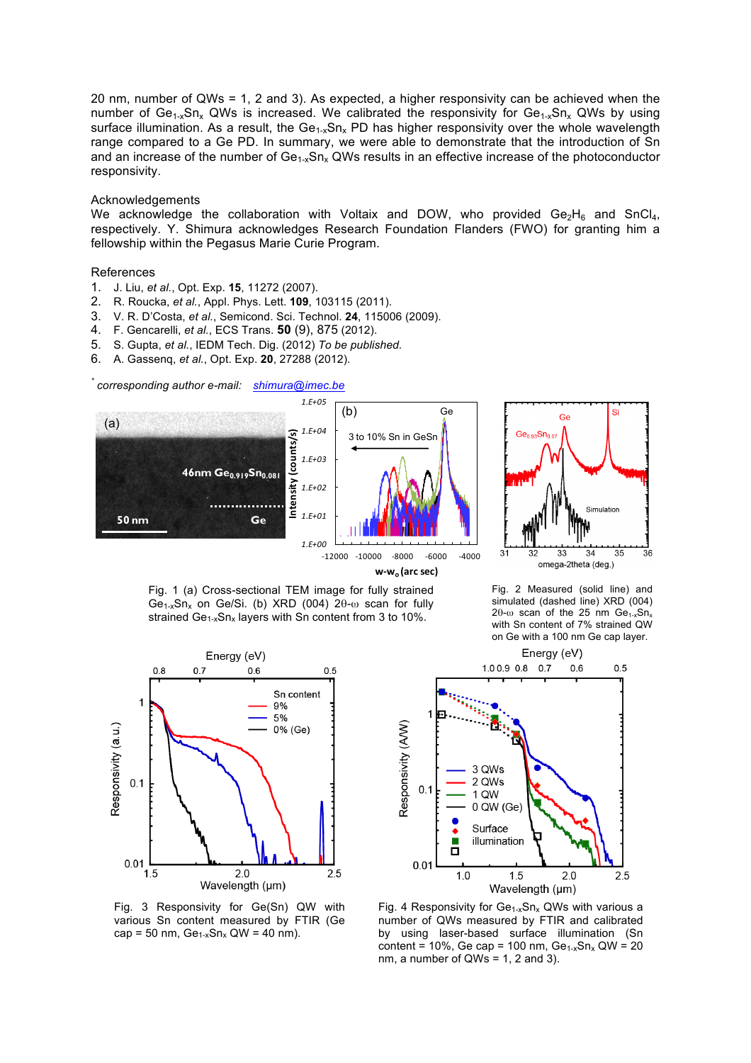20 nm, number of QWs = 1, 2 and 3). As expected, a higher responsivity can be achieved when the number of $Ge_{1-x}Sn_x$ QWs is increased. We calibrated the responsivity for $Ge_{1-x}Sn_x$ QWs by using surface illumination. As a result, the $Ge_{1-x}Sn_x$ PD has higher responsivity over the whole wavelength range compared to a Ge PD. In summary, we were able to demonstrate that the introduction of Sn and an increase of the number of $Ge_{1-x}Sn_x$ QWs results in an effective increase of the photoconductor responsivity.

## Acknowledgements

We acknowledge the collaboration with Voltaix and DOW, who provided $Ge_2H_6$ and $SnCl_4$, respectively. Y. Shimura acknowledges Research Foundation Flanders (FWO) for granting him a fellowship within the Pegasus Marie Curie Program.

## References

1. J. Liu, *et al.*, Opt. Exp. **15**, 11272 (2007).
2. R. Roucka, *et al.*, Appl. Phys. Lett. **109**, 103115 (2011).
3. V. R. D'Costa, *et al.*, Semicond. Sci. Technol. **24**, 115006 (2009).
4. F. Gencarelli, *et al.*, ECS Trans. **50** (9), 875 (2012).
5. S. Gupta, *et al.*, IEDM Tech. Dig. (2012) *To be published*.
6. A. Gassenq, *et al.*, Opt. Exp. **20**, 27288 (2012).

\* *corresponding author e-mail:* shimura@imec.be

(a)
46nm $Ge_{0.919}Sn_{0.081}$
50 nm
Ge

(b)
Ge
3 to 10% Sn in GeSn
Intensity (counts/s)
1.E+05
1.E+04
1.E+03
1.E+02
1.E+01
1.E+00
-12000 -10000 -8000 -6000 -4000
w-w$_0$ (arc sec)

Fig. 1 (a) Cross-sectional TEM image for fully strained $Ge_{1-x}Sn_x$ on Ge/Si. (b) XRD (004) 2θ-ω scan for fully strained $Ge_{1-x}Sn_x$ layers with Sn content from 3 to 10%.

$Ge_{0.93}Sn_{0.07}$
Ge
Si
Simulation
31 32 33 34 35 36
omega-2theta (deg.)

Fig. 2 Measured (solid line) and simulated (dashed line) XRD (004) 2θ-ω scan of the 25 nm $Ge_{1-x}Sn_x$ with Sn content of 7% strained QW on Ge with a 100 nm Ge cap layer.

Energy (eV)
0.8 0.7 0.6 0.5
Responsivity (a.u.)
1
0.1
0.01
Sn content
9%
5%
0% (Ge)
1.5 2.0 2.5
Wavelength (μm)

Fig. 3 Responsivity for Ge(Sn) QW with various Sn content measured by FTIR (Ge cap = 50 nm, $Ge_{1-x}Sn_x$ QW = 40 nm).

Energy (eV)
1.0 0.9 0.8 0.7 0.6 0.5
Responsivity (A/W)
1
0.1
0.01
3 QWs
2 QWs
1 QW
0 QW (Ge)
Surface illumination
1.0 1.5 2.0 2.5
Wavelength (μm)

Fig. 4 Responsivity for $Ge_{1-x}Sn_x$ QWs with various a number of QWs measured by FTIR and calibrated by using laser-based surface illumination (Sn content = 10%, Ge cap = 100 nm, $Ge_{1-x}Sn_x$ QW = 20 nm, a number of QWs = 1, 2 and 3).